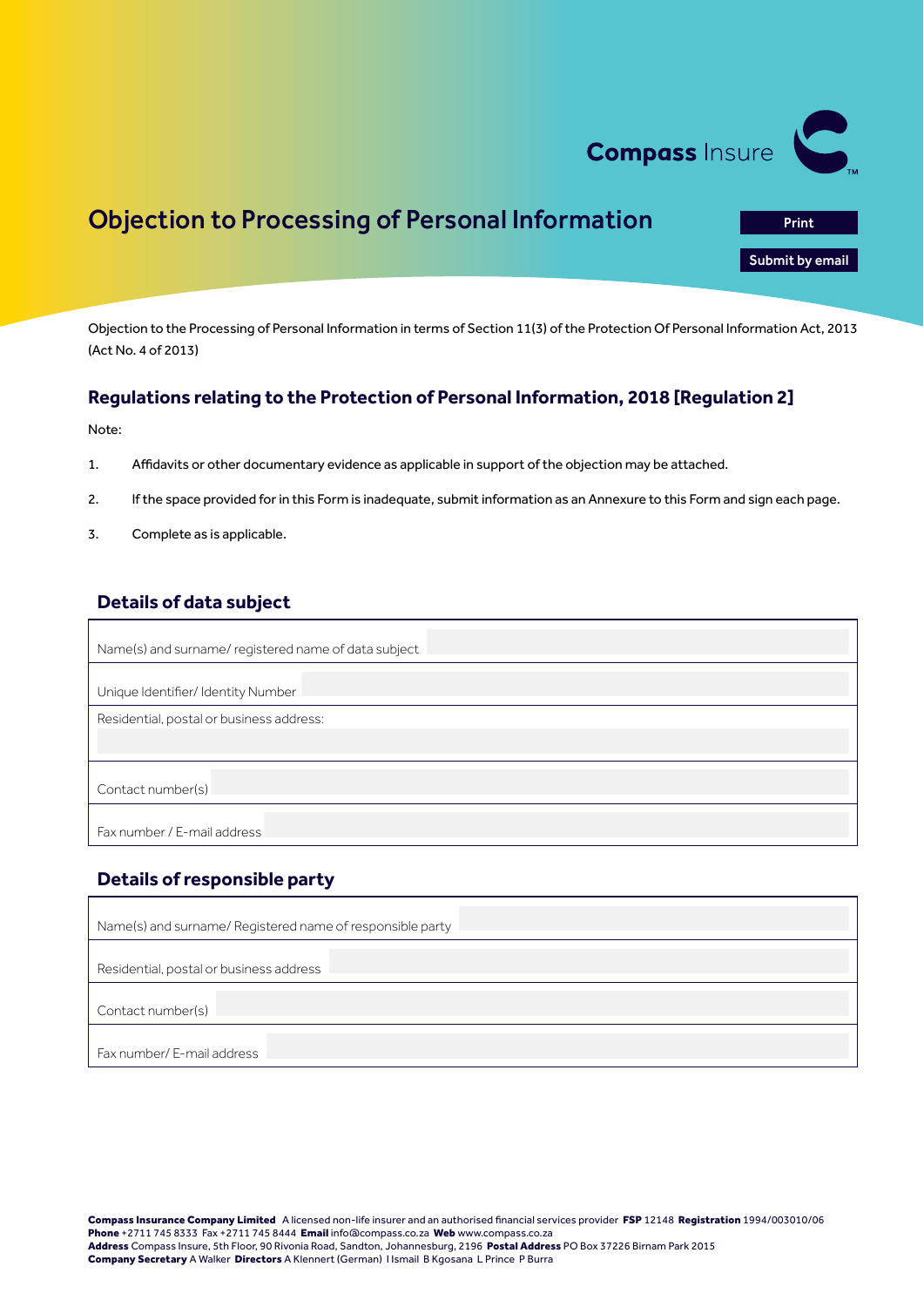Compass Insure

# Objection to Processing of Personal Information

Print

Submit by email

Objection to the Processing of Personal Information in terms of Section 11(3) of the Protection Of Personal Information Act, 2013 (Act No. 4 of 2013)

## Regulations relating to the Protection of Personal Information, 2018 [Regulation 2]

Note:

1. Affidavits or other documentary evidence as applicable in support of the objection may be attached.
2. If the space provided for in this Form is inadequate, submit information as an Annexure to this Form and sign each page.
3. Complete as is applicable.

### Details of data subject

| | |
|---|---|
| Name(s) and surname/ registered name of data subject | |
| Unique Identifier/ Identity Number | |
| Residential, postal or business address: | |
| Contact number(s) | |
| Fax number / E-mail address | |

### Details of responsible party

| | |
|---|---|
| Name(s) and surname/ Registered name of responsible party | |
| Residential, postal or business address | |
| Contact number(s) | |
| Fax number/ E-mail address | |

**Compass Insurance Company Limited** A licensed non-life insurer and an authorised financial services provider **FSP** 12148 **Registration** 1994/003010/06
**Phone** +2711 745 8333 Fax +2711 745 8444 **Email** info@compass.co.za **Web** www.compass.co.za
**Address** Compass Insure, 5th Floor, 90 Rivonia Road, Sandton, Johannesburg, 2196 **Postal Address** PO Box 37226 Birnam Park 2015
**Company Secretary** A Walker **Directors** A Klennert (German) I Ismail B Kgosana L Prince P Burra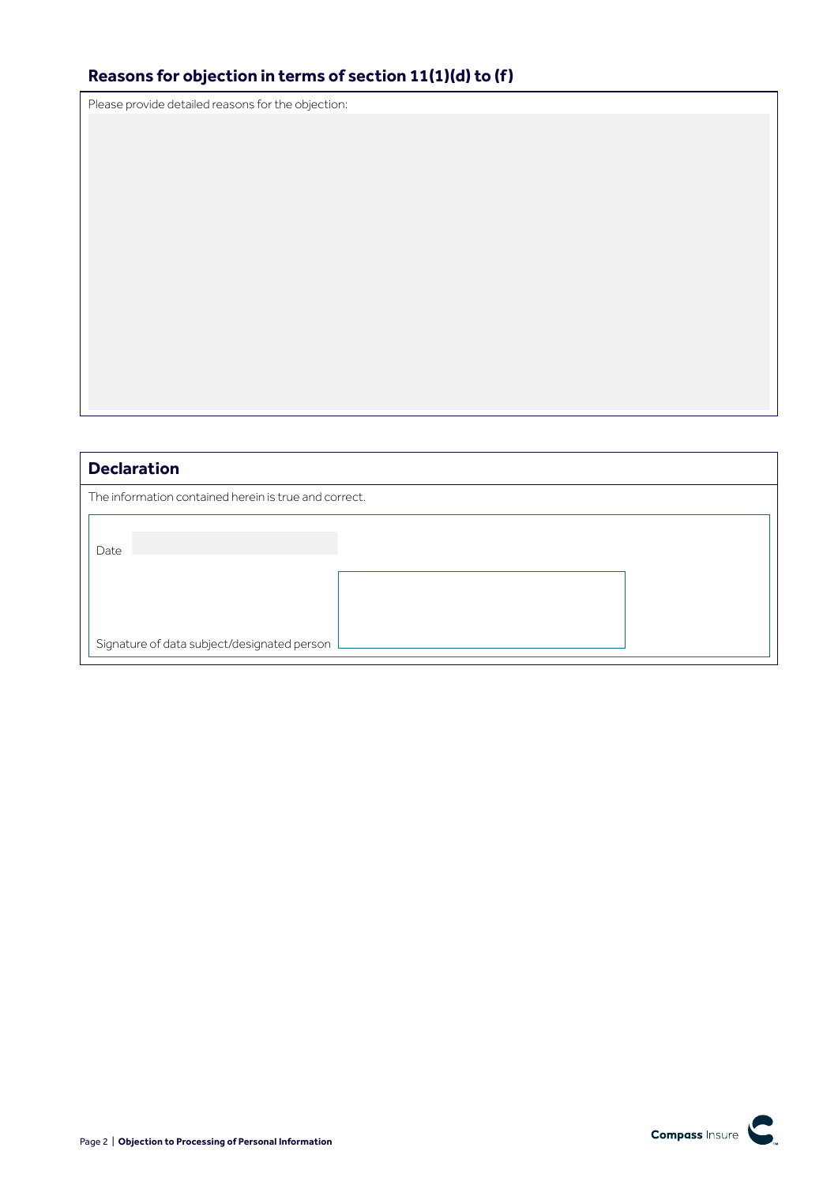## Reasons for objection in terms of section 11(1)(d) to (f)

Please provide detailed reasons for the objection:

## Declaration

The information contained herein is true and correct.

Date

Signature of data subject/designated person